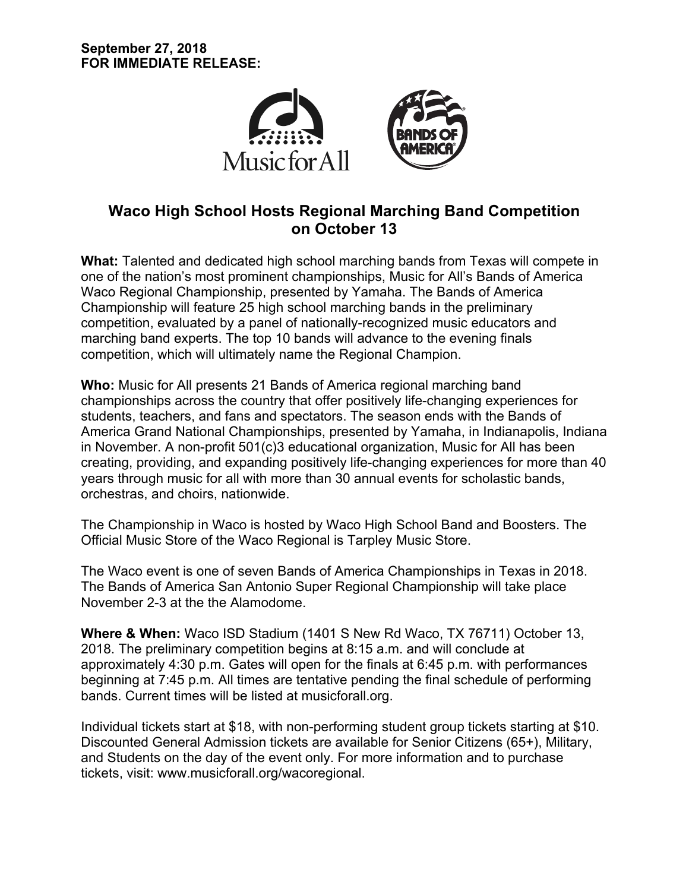**September 27, 2018**
**FOR IMMEDIATE RELEASE:**

## Waco High School Hosts Regional Marching Band Competition on October 13

**What:** Talented and dedicated high school marching bands from Texas will compete in one of the nation's most prominent championships, Music for All's Bands of America Waco Regional Championship, presented by Yamaha. The Bands of America Championship will feature 25 high school marching bands in the preliminary competition, evaluated by a panel of nationally-recognized music educators and marching band experts. The top 10 bands will advance to the evening finals competition, which will ultimately name the Regional Champion.

**Who:** Music for All presents 21 Bands of America regional marching band championships across the country that offer positively life-changing experiences for students, teachers, and fans and spectators. The season ends with the Bands of America Grand National Championships, presented by Yamaha, in Indianapolis, Indiana in November. A non-profit 501(c)3 educational organization, Music for All has been creating, providing, and expanding positively life-changing experiences for more than 40 years through music for all with more than 30 annual events for scholastic bands, orchestras, and choirs, nationwide.

The Championship in Waco is hosted by Waco High School Band and Boosters. The Official Music Store of the Waco Regional is Tarpley Music Store.

The Waco event is one of seven Bands of America Championships in Texas in 2018. The Bands of America San Antonio Super Regional Championship will take place November 2-3 at the the Alamodome.

**Where & When:** Waco ISD Stadium (1401 S New Rd Waco, TX 76711) October 13, 2018. The preliminary competition begins at 8:15 a.m. and will conclude at approximately 4:30 p.m. Gates will open for the finals at 6:45 p.m. with performances beginning at 7:45 p.m. All times are tentative pending the final schedule of performing bands. Current times will be listed at musicforall.org.

Individual tickets start at $18, with non-performing student group tickets starting at $10. Discounted General Admission tickets are available for Senior Citizens (65+), Military, and Students on the day of the event only. For more information and to purchase tickets, visit: www.musicforall.org/wacoregional.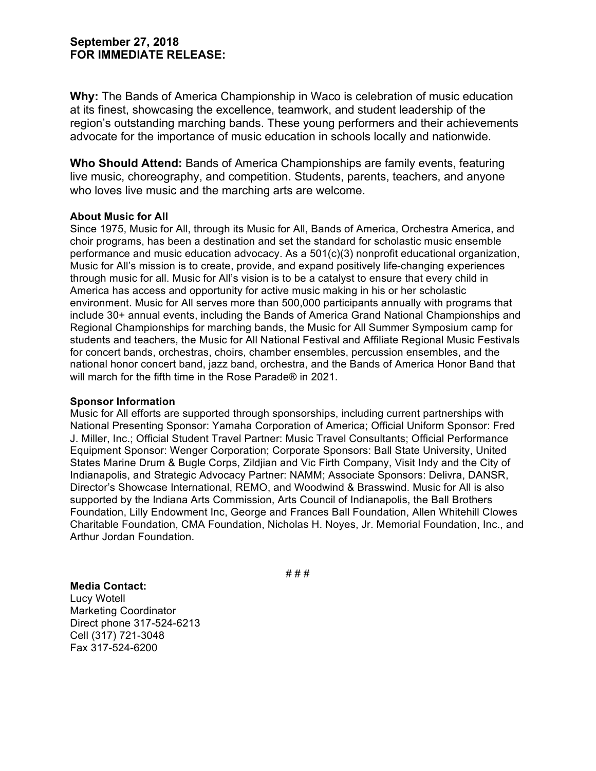**September 27, 2018**
**FOR IMMEDIATE RELEASE:**

**Why:** The Bands of America Championship in Waco is celebration of music education at its finest, showcasing the excellence, teamwork, and student leadership of the region's outstanding marching bands. These young performers and their achievements advocate for the importance of music education in schools locally and nationwide.

**Who Should Attend:** Bands of America Championships are family events, featuring live music, choreography, and competition. Students, parents, teachers, and anyone who loves live music and the marching arts are welcome.

**About Music for All**

Since 1975, Music for All, through its Music for All, Bands of America, Orchestra America, and choir programs, has been a destination and set the standard for scholastic music ensemble performance and music education advocacy. As a 501(c)(3) nonprofit educational organization, Music for All's mission is to create, provide, and expand positively life-changing experiences through music for all. Music for All's vision is to be a catalyst to ensure that every child in America has access and opportunity for active music making in his or her scholastic environment. Music for All serves more than 500,000 participants annually with programs that include 30+ annual events, including the Bands of America Grand National Championships and Regional Championships for marching bands, the Music for All Summer Symposium camp for students and teachers, the Music for All National Festival and Affiliate Regional Music Festivals for concert bands, orchestras, choirs, chamber ensembles, percussion ensembles, and the national honor concert band, jazz band, orchestra, and the Bands of America Honor Band that will march for the fifth time in the Rose Parade® in 2021.

**Sponsor Information**

Music for All efforts are supported through sponsorships, including current partnerships with National Presenting Sponsor: Yamaha Corporation of America; Official Uniform Sponsor: Fred J. Miller, Inc.; Official Student Travel Partner: Music Travel Consultants; Official Performance Equipment Sponsor: Wenger Corporation; Corporate Sponsors: Ball State University, United States Marine Drum & Bugle Corps, Zildjian and Vic Firth Company, Visit Indy and the City of Indianapolis, and Strategic Advocacy Partner: NAMM; Associate Sponsors: Delivra, DANSR, Director's Showcase International, REMO, and Woodwind & Brasswind. Music for All is also supported by the Indiana Arts Commission, Arts Council of Indianapolis, the Ball Brothers Foundation, Lilly Endowment Inc, George and Frances Ball Foundation, Allen Whitehill Clowes Charitable Foundation, CMA Foundation, Nicholas H. Noyes, Jr. Memorial Foundation, Inc., and Arthur Jordan Foundation.

# # #

**Media Contact:**
Lucy Wotell
Marketing Coordinator
Direct phone 317-524-6213
Cell (317) 721-3048
Fax 317-524-6200